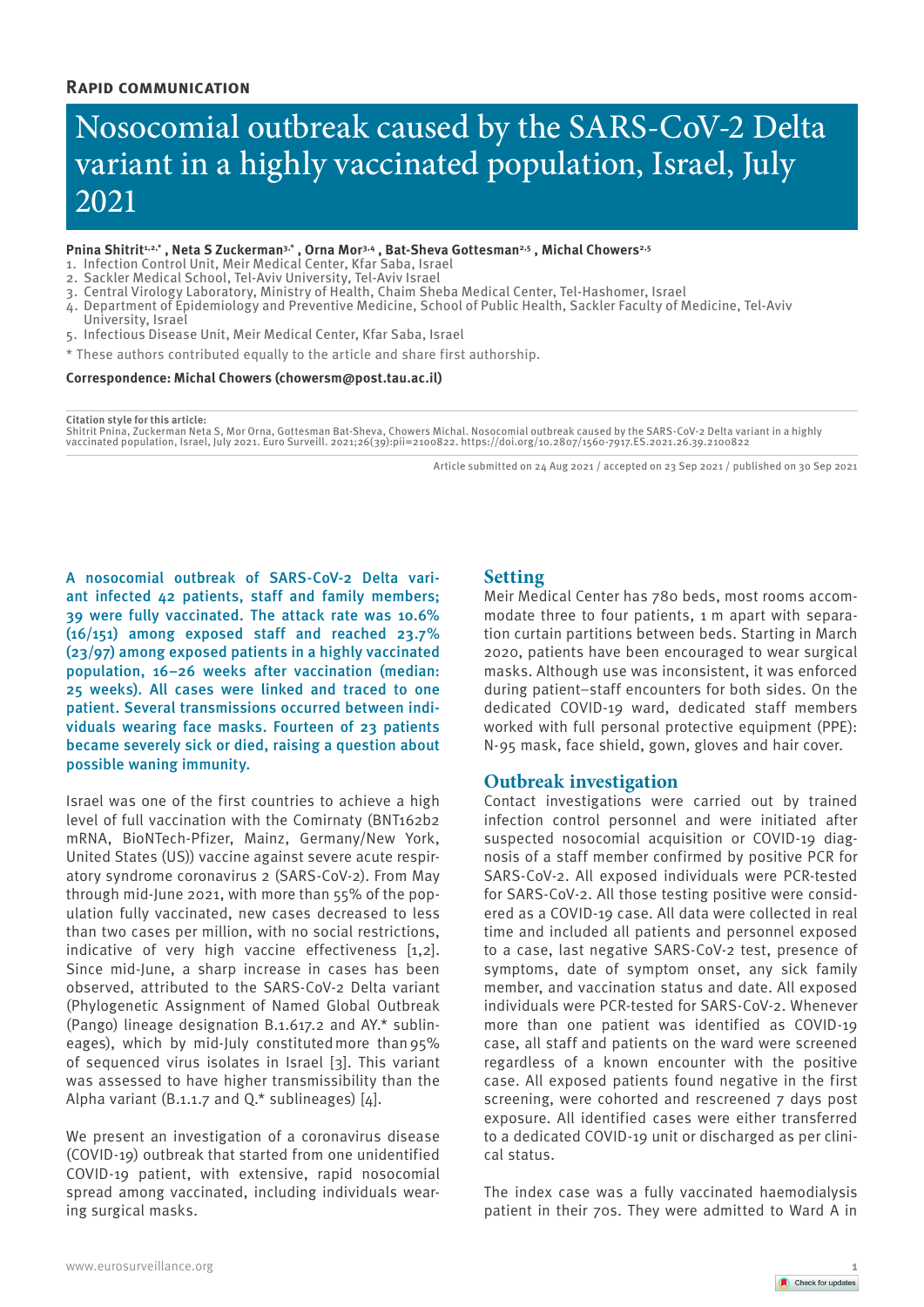RAPID COMMUNICATION

# Nosocomial outbreak caused by the SARS-CoV-2 Delta variant in a highly vaccinated population, Israel, July 2021

**Pnina Shitrit[1,2,*] , Neta S Zuckerman[3,*] , Orna Mor[3,4] , Bat-Sheva Gottesman[2,5] , Michal Chowers[2,5]**

1. Infection Control Unit, Meir Medical Center, Kfar Saba, Israel
2. Sackler Medical School, Tel-Aviv University, Tel-Aviv Israel
3. Central Virology Laboratory, Ministry of Health, Chaim Sheba Medical Center, Tel-Hashomer, Israel
4. Department of Epidemiology and Preventive Medicine, School of Public Health, Sackler Faculty of Medicine, Tel-Aviv University, Israel
5. Infectious Disease Unit, Meir Medical Center, Kfar Saba, Israel

* These authors contributed equally to the article and share first authorship.

**Correspondence: Michal Chowers (chowersm@post.tau.ac.il)**

**Citation style for this article:**
Shitrit Pnina, Zuckerman Neta S, Mor Orna, Gottesman Bat-Sheva, Chowers Michal. Nosocomial outbreak caused by the SARS-CoV-2 Delta variant in a highly vaccinated population, Israel, July 2021. Euro Surveill. 2021;26(39):pii=2100822. https://doi.org/10.2807/1560-7917.ES.2021.26.39.2100822

Article submitted on 24 Aug 2021 / accepted on 23 Sep 2021 / published on 30 Sep 2021

A nosocomial outbreak of SARS-CoV-2 Delta variant infected 42 patients, staff and family members; 39 were fully vaccinated. The attack rate was 10.6% (16/151) among exposed staff and reached 23.7% (23/97) among exposed patients in a highly vaccinated population, 16–26 weeks after vaccination (median: 25 weeks). All cases were linked and traced to one patient. Several transmissions occurred between individuals wearing face masks. Fourteen of 23 patients became severely sick or died, raising a question about possible waning immunity.

Israel was one of the first countries to achieve a high level of full vaccination with the Comirnaty (BNT162b2 mRNA, BioNTech-Pfizer, Mainz, Germany/New York, United States (US)) vaccine against severe acute respiratory syndrome coronavirus 2 (SARS-CoV-2). From May through mid-June 2021, with more than 55% of the population fully vaccinated, new cases decreased to less than two cases per million, with no social restrictions, indicative of very high vaccine effectiveness [1,2]. Since mid-June, a sharp increase in cases has been observed, attributed to the SARS-CoV-2 Delta variant (Phylogenetic Assignment of Named Global Outbreak (Pango) lineage designation B.1.617.2 and AY.* sublineages), which by mid-July constituted more than 95% of sequenced virus isolates in Israel [3]. This variant was assessed to have higher transmissibility than the Alpha variant (B.1.1.7 and Q.* sublineages) [4].

We present an investigation of a coronavirus disease (COVID-19) outbreak that started from one unidentified COVID-19 patient, with extensive, rapid nosocomial spread among vaccinated, including individuals wearing surgical masks.

## Setting

Meir Medical Center has 780 beds, most rooms accommodate three to four patients, 1 m apart with separation curtain partitions between beds. Starting in March 2020, patients have been encouraged to wear surgical masks. Although use was inconsistent, it was enforced during patient–staff encounters for both sides. On the dedicated COVID-19 ward, dedicated staff members worked with full personal protective equipment (PPE): N-95 mask, face shield, gown, gloves and hair cover.

## Outbreak investigation

Contact investigations were carried out by trained infection control personnel and were initiated after suspected nosocomial acquisition or COVID-19 diagnosis of a staff member confirmed by positive PCR for SARS-CoV-2. All exposed individuals were PCR-tested for SARS-CoV-2. All those testing positive were considered as a COVID-19 case. All data were collected in real time and included all patients and personnel exposed to a case, last negative SARS-CoV-2 test, presence of symptoms, date of symptom onset, any sick family member, and vaccination status and date. All exposed individuals were PCR-tested for SARS-CoV-2. Whenever more than one patient was identified as COVID-19 case, all staff and patients on the ward were screened regardless of a known encounter with the positive case. All exposed patients found negative in the first screening, were cohorted and rescreened 7 days post exposure. All identified cases were either transferred to a dedicated COVID-19 unit or discharged as per clinical status.

The index case was a fully vaccinated haemodialysis patient in their 70s. They were admitted to Ward A in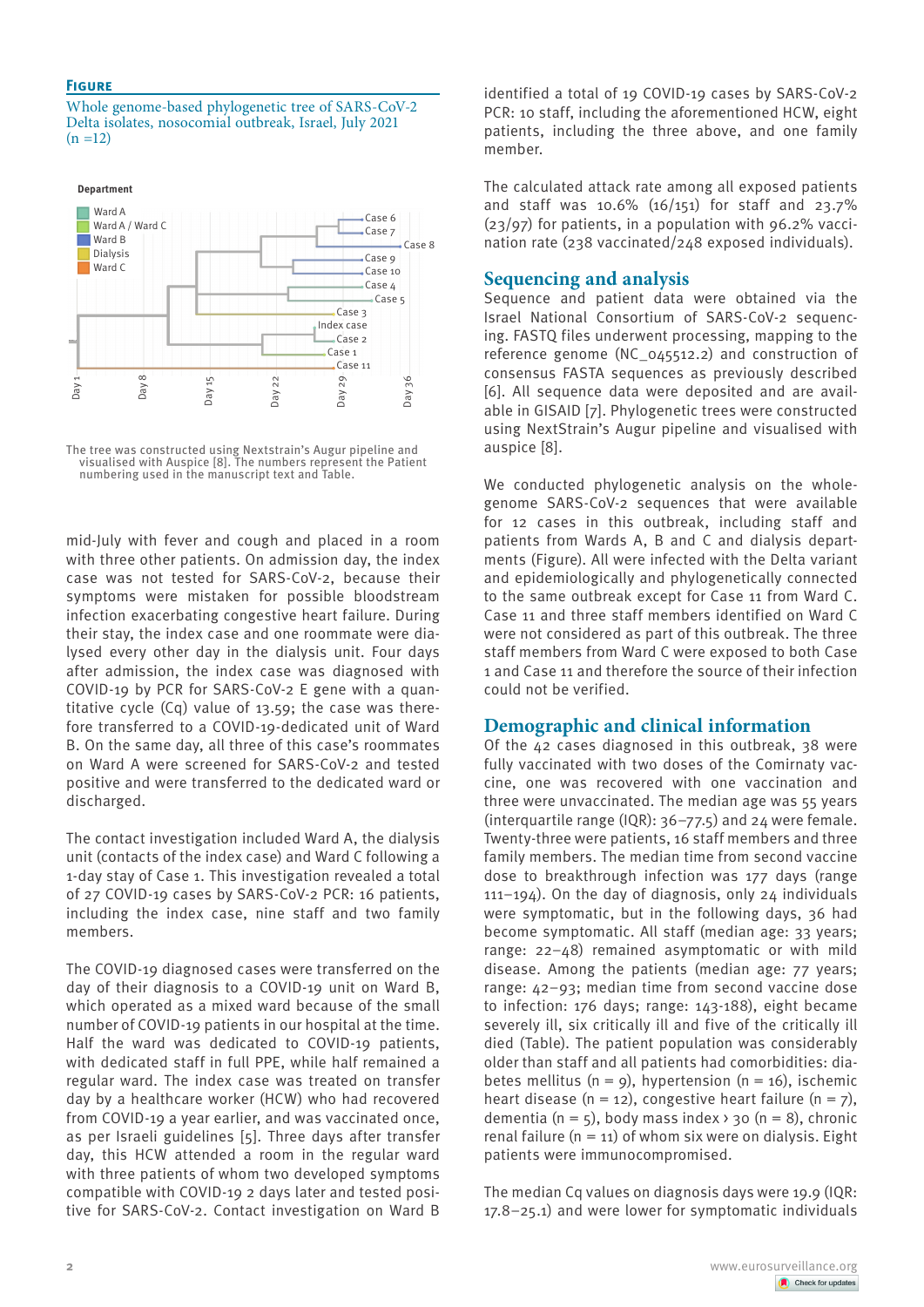**Figure**

Whole genome-based phylogenetic tree of SARS-CoV-2 Delta isolates, nosocomial outbreak, Israel, July 2021 (n =12)

The tree was constructed using Nextstrain's Augur pipeline and visualised with Auspice [8]. The numbers represent the Patient numbering used in the manuscript text and Table.

mid-July with fever and cough and placed in a room with three other patients. On admission day, the index case was not tested for SARS-CoV-2, because their symptoms were mistaken for possible bloodstream infection exacerbating congestive heart failure. During their stay, the index case and one roommate were dialysed every other day in the dialysis unit. Four days after admission, the index case was diagnosed with COVID-19 by PCR for SARS-CoV-2 E gene with a quantitative cycle (Cq) value of 13.59; the case was therefore transferred to a COVID-19-dedicated unit of Ward B. On the same day, all three of this case's roommates on Ward A were screened for SARS-CoV-2 and tested positive and were transferred to the dedicated ward or discharged.

The contact investigation included Ward A, the dialysis unit (contacts of the index case) and Ward C following a 1-day stay of Case 1. This investigation revealed a total of 27 COVID-19 cases by SARS-CoV-2 PCR: 16 patients, including the index case, nine staff and two family members.

The COVID-19 diagnosed cases were transferred on the day of their diagnosis to a COVID-19 unit on Ward B, which operated as a mixed ward because of the small number of COVID-19 patients in our hospital at the time. Half the ward was dedicated to COVID-19 patients, with dedicated staff in full PPE, while half remained a regular ward. The index case was treated on transfer day by a healthcare worker (HCW) who had recovered from COVID-19 a year earlier, and was vaccinated once, as per Israeli guidelines [5]. Three days after transfer day, this HCW attended a room in the regular ward with three patients of whom two developed symptoms compatible with COVID-19 2 days later and tested positive for SARS-CoV-2. Contact investigation on Ward B identified a total of 19 COVID-19 cases by SARS-CoV-2 PCR: 10 staff, including the aforementioned HCW, eight patients, including the three above, and one family member.

The calculated attack rate among all exposed patients and staff was 10.6% (16/151) for staff and 23.7% (23/97) for patients, in a population with 96.2% vaccination rate (238 vaccinated/248 exposed individuals).

## Sequencing and analysis

Sequence and patient data were obtained via the Israel National Consortium of SARS-CoV-2 sequencing. FASTQ files underwent processing, mapping to the reference genome (NC_045512.2) and construction of consensus FASTA sequences as previously described [6]. All sequence data were deposited and are available in GISAID [7]. Phylogenetic trees were constructed using NextStrain's Augur pipeline and visualised with auspice [8].

We conducted phylogenetic analysis on the whole-genome SARS-CoV-2 sequences that were available for 12 cases in this outbreak, including staff and patients from Wards A, B and C and dialysis departments (Figure). All were infected with the Delta variant and epidemiologically and phylogenetically connected to the same outbreak except for Case 11 from Ward C. Case 11 and three staff members identified on Ward C were not considered as part of this outbreak. The three staff members from Ward C were exposed to both Case 1 and Case 11 and therefore the source of their infection could not be verified.

## Demographic and clinical information

Of the 42 cases diagnosed in this outbreak, 38 were fully vaccinated with two doses of the Comirnaty vaccine, one was recovered with one vaccination and three were unvaccinated. The median age was 55 years (interquartile range (IQR): 36–77.5) and 24 were female. Twenty-three were patients, 16 staff members and three family members. The median time from second vaccine dose to breakthrough infection was 177 days (range 111–194). On the day of diagnosis, only 24 individuals were symptomatic, but in the following days, 36 had become symptomatic. All staff (median age: 33 years; range: 22–48) remained asymptomatic or with mild disease. Among the patients (median age: 77 years; range: 42–93; median time from second vaccine dose to infection: 176 days; range: 143-188), eight became severely ill, six critically ill and five of the critically ill died (Table). The patient population was considerably older than staff and all patients had comorbidities: diabetes mellitus (n = 9), hypertension (n = 16), ischemic heart disease (n = 12), congestive heart failure (n = 7), dementia (n = 5), body mass index > 30 (n = 8), chronic renal failure (n = 11) of whom six were on dialysis. Eight patients were immunocompromised.

The median Cq values on diagnosis days were 19.9 (IQR: 17.8–25.1) and were lower for symptomatic individuals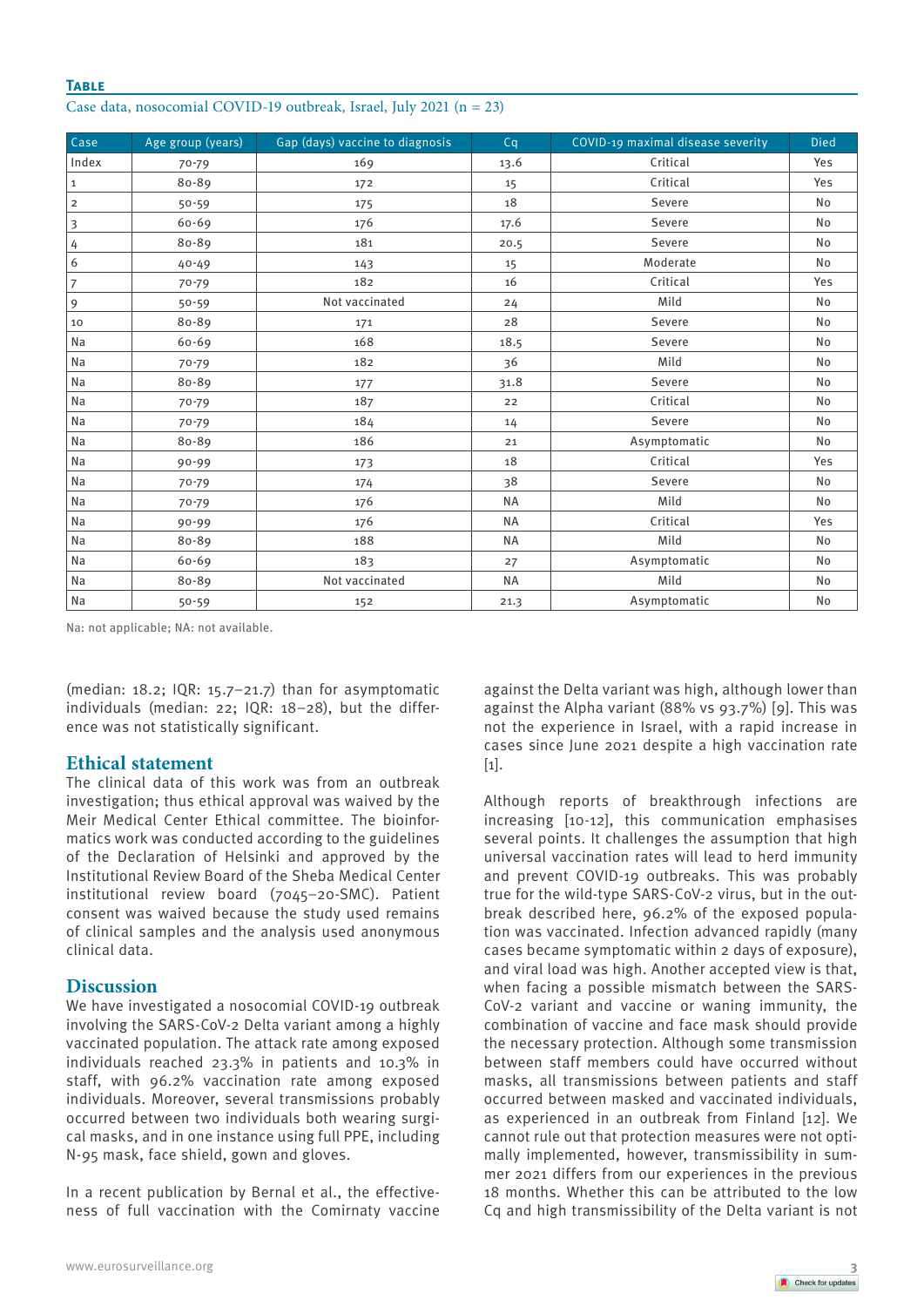**Table**

Case data, nosocomial COVID-19 outbreak, Israel, July 2021 (n = 23)

| Case | Age group (years) | Gap (days) vaccine to diagnosis | Cq | COVID-19 maximal disease severity | Died |
|---|---|---|---|---|---|
| Index | 70-79 | 169 | 13.6 | Critical | Yes |
| 1 | 80-89 | 172 | 15 | Critical | Yes |
| 2 | 50-59 | 175 | 18 | Severe | No |
| 3 | 60-69 | 176 | 17.6 | Severe | No |
| 4 | 80-89 | 181 | 20.5 | Severe | No |
| 6 | 40-49 | 143 | 15 | Moderate | No |
| 7 | 70-79 | 182 | 16 | Critical | Yes |
| 9 | 50-59 | Not vaccinated | 24 | Mild | No |
| 10 | 80-89 | 171 | 28 | Severe | No |
| Na | 60-69 | 168 | 18.5 | Severe | No |
| Na | 70-79 | 182 | 36 | Mild | No |
| Na | 80-89 | 177 | 31.8 | Severe | No |
| Na | 70-79 | 187 | 22 | Critical | No |
| Na | 70-79 | 184 | 14 | Severe | No |
| Na | 80-89 | 186 | 21 | Asymptomatic | No |
| Na | 90-99 | 173 | 18 | Critical | Yes |
| Na | 70-79 | 174 | 38 | Severe | No |
| Na | 70-79 | 176 | NA | Mild | No |
| Na | 90-99 | 176 | NA | Critical | Yes |
| Na | 80-89 | 188 | NA | Mild | No |
| Na | 60-69 | 183 | 27 | Asymptomatic | No |
| Na | 80-89 | Not vaccinated | NA | Mild | No |
| Na | 50-59 | 152 | 21.3 | Asymptomatic | No |

Na: not applicable; NA: not available.

(median: 18.2; IQR: 15.7–21.7) than for asymptomatic individuals (median: 22; IQR: 18–28), but the difference was not statistically significant.

## Ethical statement

The clinical data of this work was from an outbreak investigation; thus ethical approval was waived by the Meir Medical Center Ethical committee. The bioinformatics work was conducted according to the guidelines of the Declaration of Helsinki and approved by the Institutional Review Board of the Sheba Medical Center institutional review board (7045–20-SMC). Patient consent was waived because the study used remains of clinical samples and the analysis used anonymous clinical data.

## Discussion

We have investigated a nosocomial COVID-19 outbreak involving the SARS-CoV-2 Delta variant among a highly vaccinated population. The attack rate among exposed individuals reached 23.3% in patients and 10.3% in staff, with 96.2% vaccination rate among exposed individuals. Moreover, several transmissions probably occurred between two individuals both wearing surgical masks, and in one instance using full PPE, including N-95 mask, face shield, gown and gloves.

In a recent publication by Bernal et al., the effectiveness of full vaccination with the Comirnaty vaccine against the Delta variant was high, although lower than against the Alpha variant (88% vs 93.7%) [9]. This was not the experience in Israel, with a rapid increase in cases since June 2021 despite a high vaccination rate [1].

Although reports of breakthrough infections are increasing [10-12], this communication emphasises several points. It challenges the assumption that high universal vaccination rates will lead to herd immunity and prevent COVID-19 outbreaks. This was probably true for the wild-type SARS-CoV-2 virus, but in the outbreak described here, 96.2% of the exposed population was vaccinated. Infection advanced rapidly (many cases became symptomatic within 2 days of exposure), and viral load was high. Another accepted view is that, when facing a possible mismatch between the SARS-CoV-2 variant and vaccine or waning immunity, the combination of vaccine and face mask should provide the necessary protection. Although some transmission between staff members could have occurred without masks, all transmissions between patients and staff occurred between masked and vaccinated individuals, as experienced in an outbreak from Finland [12]. We cannot rule out that protection measures were not optimally implemented, however, transmissibility in summer 2021 differs from our experiences in the previous 18 months. Whether this can be attributed to the low Cq and high transmissibility of the Delta variant is not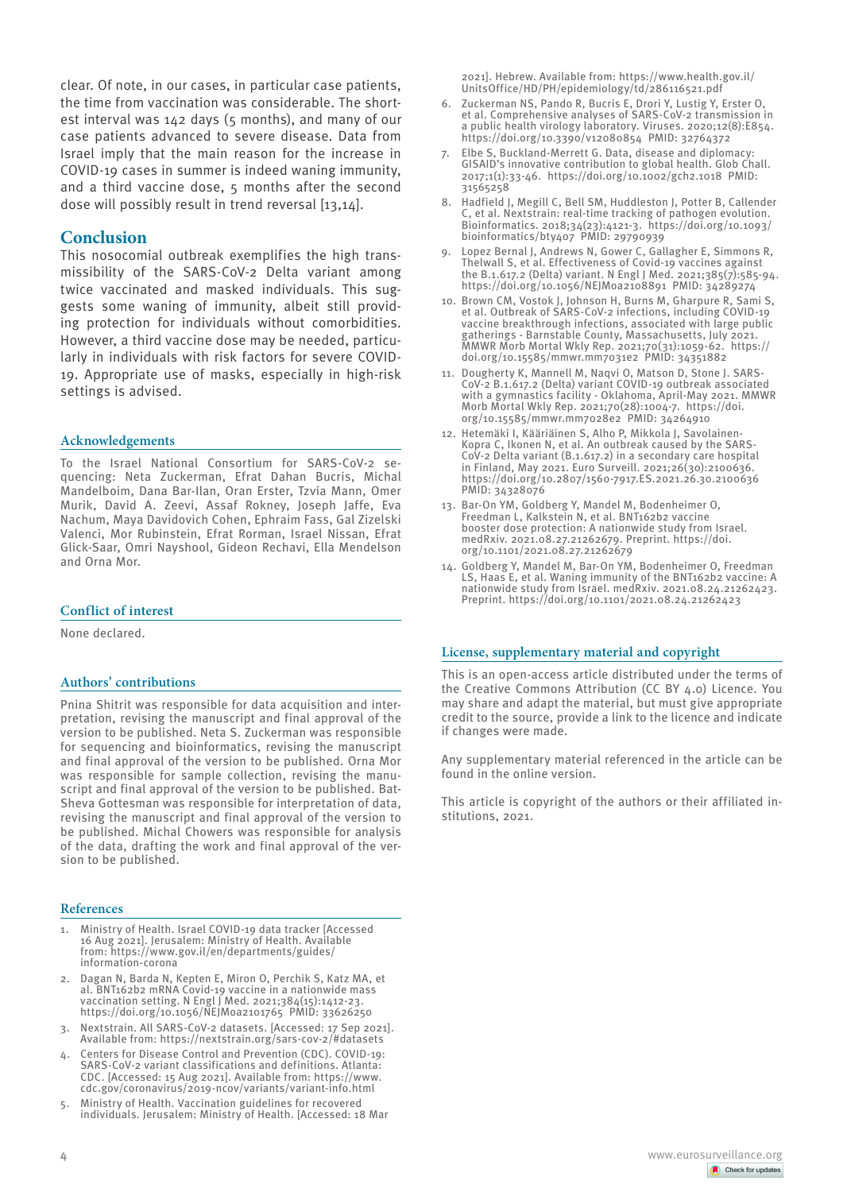clear. Of note, in our cases, in particular case patients, the time from vaccination was considerable. The shortest interval was 142 days (5 months), and many of our case patients advanced to severe disease. Data from Israel imply that the main reason for the increase in COVID-19 cases in summer is indeed waning immunity, and a third vaccine dose, 5 months after the second dose will possibly result in trend reversal [13,14].

## Conclusion

This nosocomial outbreak exemplifies the high transmissibility of the SARS-CoV-2 Delta variant among twice vaccinated and masked individuals. This suggests some waning of immunity, albeit still providing protection for individuals without comorbidities. However, a third vaccine dose may be needed, particularly in individuals with risk factors for severe COVID-19. Appropriate use of masks, especially in high-risk settings is advised.

### Acknowledgements

To the Israel National Consortium for SARS-CoV-2 sequencing: Neta Zuckerman, Efrat Dahan Bucris, Michal Mandelboim, Dana Bar-Ilan, Oran Erster, Tzvia Mann, Omer Murik, David A. Zeevi, Assaf Rokney, Joseph Jaffe, Eva Nachum, Maya Davidovich Cohen, Ephraim Fass, Gal Zizelski Valenci, Mor Rubinstein, Efrat Rorman, Israel Nissan, Efrat Glick-Saar, Omri Nayshool, Gideon Rechavi, Ella Mendelson and Orna Mor.

### Conflict of interest

None declared.

### Authors' contributions

Pnina Shitrit was responsible for data acquisition and interpretation, revising the manuscript and final approval of the version to be published. Neta S. Zuckerman was responsible for sequencing and bioinformatics, revising the manuscript and final approval of the version to be published. Orna Mor was responsible for sample collection, revising the manuscript and final approval of the version to be published. Bat-Sheva Gottesman was responsible for interpretation of data, revising the manuscript and final approval of the version to be published. Michal Chowers was responsible for analysis of the data, drafting the work and final approval of the version to be published.

### References

1. Ministry of Health. Israel COVID-19 data tracker [Accessed 16 Aug 2021]. Jerusalem: Ministry of Health. Available from: https://www.gov.il/en/departments/guides/information-corona
2. Dagan N, Barda N, Kepten E, Miron O, Perchik S, Katz MA, et al. BNT162b2 mRNA Covid-19 vaccine in a nationwide mass vaccination setting. N Engl J Med. 2021;384(15):1412-23. https://doi.org/10.1056/NEJMoa2101765 PMID: 33626250
3. Nextstrain. All SARS-CoV-2 datasets. [Accessed: 17 Sep 2021]. Available from: https://nextstrain.org/sars-cov-2/#datasets
4. Centers for Disease Control and Prevention (CDC). COVID-19: SARS-CoV-2 variant classifications and definitions. Atlanta: CDC. [Accessed: 15 Aug 2021]. Available from: https://www.cdc.gov/coronavirus/2019-ncov/variants/variant-info.html
5. Ministry of Health. Vaccination guidelines for recovered individuals. Jerusalem: Ministry of Health. [Accessed: 18 Mar 2021]. Hebrew. Available from: https://www.health.gov.il/UnitsOffice/HD/PH/epidemiology/td/286116521.pdf
6. Zuckerman NS, Pando R, Bucris E, Drori Y, Lustig Y, Erster O, et al. Comprehensive analyses of SARS-CoV-2 transmission in a public health virology laboratory. Viruses. 2020;12(8):E854. https://doi.org/10.3390/v12080854 PMID: 32764372
7. Elbe S, Buckland-Merrett G. Data, disease and diplomacy: GISAID's innovative contribution to global health. Glob Chall. 2017;1(1):33-46. https://doi.org/10.1002/gch2.1018 PMID: 31565258
8. Hadfield J, Megill C, Bell SM, Huddleston J, Potter B, Callender C, et al. Nextstrain: real-time tracking of pathogen evolution. Bioinformatics. 2018;34(23):4121-3. https://doi.org/10.1093/bioinformatics/bty407 PMID: 29790939
9. Lopez Bernal J, Andrews N, Gower C, Gallagher E, Simmons R, Thelwall S, et al. Effectiveness of Covid-19 vaccines against the B.1.617.2 (Delta) variant. N Engl J Med. 2021;385(7):585-94. https://doi.org/10.1056/NEJMoa2108891 PMID: 34289274
10. Brown CM, Vostok J, Johnson H, Burns M, Gharpure R, Sami S, et al. Outbreak of SARS-CoV-2 infections, including COVID-19 vaccine breakthrough infections, associated with large public gatherings - Barnstable County, Massachusetts, July 2021. MMWR Morb Mortal Wkly Rep. 2021;70(31):1059-62. https://doi.org/10.15585/mmwr.mm7031e2 PMID: 34351882
11. Dougherty K, Mannell M, Naqvi O, Matson D, Stone J. SARS-CoV-2 B.1.617.2 (Delta) variant COVID-19 outbreak associated with a gymnastics facility - Oklahoma, April-May 2021. MMWR Morb Mortal Wkly Rep. 2021;70(28):1004-7. https://doi.org/10.15585/mmwr.mm7028e2 PMID: 34264910
12. Hetemäki I, Kääriäinen S, Alho P, Mikkola J, Savolainen-Kopra C, Ikonen N, et al. An outbreak caused by the SARS-CoV-2 Delta variant (B.1.617.2) in a secondary care hospital in Finland, May 2021. Euro Surveill. 2021;26(30):2100636. https://doi.org/10.2807/1560-7917.ES.2021.26.30.2100636 PMID: 34328076
13. Bar-On YM, Goldberg Y, Mandel M, Bodenheimer O, Freedman L, Kalkstein N, et al. BNT162b2 vaccine booster dose protection: A nationwide study from Israel. medRxiv. 2021.08.27.21262679. Preprint. https://doi.org/10.1101/2021.08.27.21262679
14. Goldberg Y, Mandel M, Bar-On YM, Bodenheimer O, Freedman LS, Haas E, et al. Waning immunity of the BNT162b2 vaccine: A nationwide study from Israel. medRxiv. 2021.08.24.21262423. Preprint. https://doi.org/10.1101/2021.08.24.21262423

### License, supplementary material and copyright

This is an open-access article distributed under the terms of the Creative Commons Attribution (CC BY 4.0) Licence. You may share and adapt the material, but must give appropriate credit to the source, provide a link to the licence and indicate if changes were made.

Any supplementary material referenced in the article can be found in the online version.

This article is copyright of the authors or their affiliated institutions, 2021.